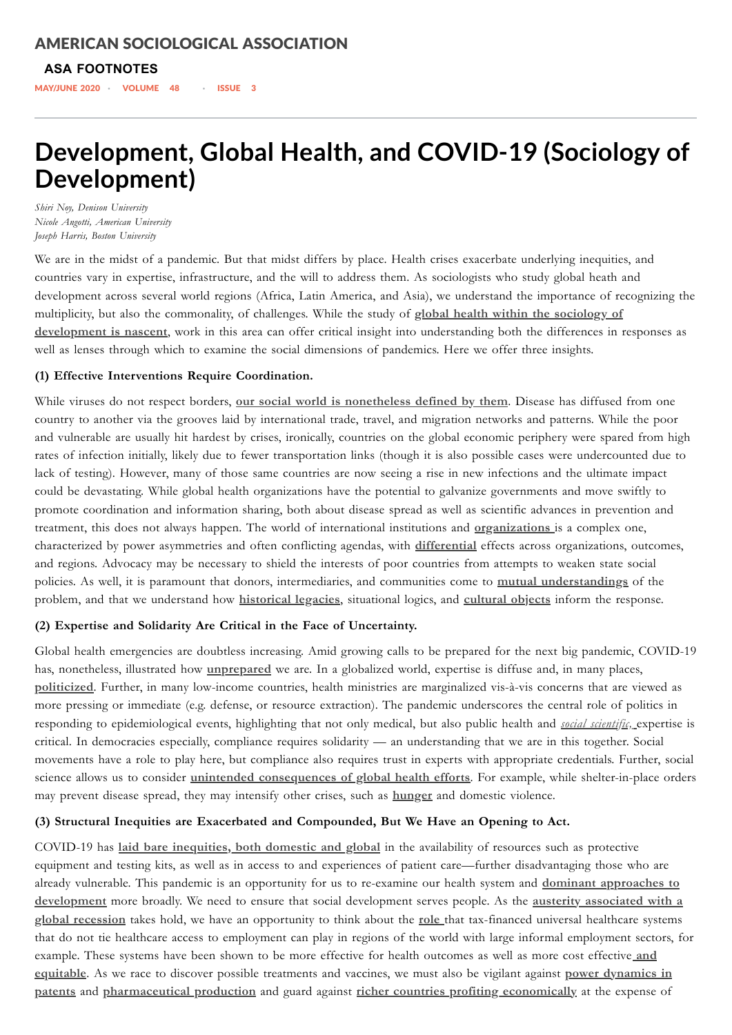AMERICAN SOCIOLOGICAL ASSOCIATION

ASA FOOTNOTES

MAY/JUNE 2020 · VOLUME 48 · ISSUE 3

# Development, Global Health, and COVID-19 (Sociology of Development)

*Shiri Noy, Denison University*
*Nicole Angotti, American University*
*Joseph Harris, Boston University*

We are in the midst of a pandemic. But that midst differs by place. Health crises exacerbate underlying inequities, and countries vary in expertise, infrastructure, and the will to address them. As sociologists who study global heath and development across several world regions (Africa, Latin America, and Asia), we understand the importance of recognizing the multiplicity, but also the commonality, of challenges. While the study of **global health within the sociology of development is nascent**, work in this area can offer critical insight into understanding both the differences in responses as well as lenses through which to examine the social dimensions of pandemics. Here we offer three insights.

**(1) Effective Interventions Require Coordination.**

While viruses do not respect borders, **our social world is nonetheless defined by them**. Disease has diffused from one country to another via the grooves laid by international trade, travel, and migration networks and patterns. While the poor and vulnerable are usually hit hardest by crises, ironically, countries on the global economic periphery were spared from high rates of infection initially, likely due to fewer transportation links (though it is also possible cases were undercounted due to lack of testing). However, many of those same countries are now seeing a rise in new infections and the ultimate impact could be devastating. While global health organizations have the potential to galvanize governments and move swiftly to promote coordination and information sharing, both about disease spread as well as scientific advances in prevention and treatment, this does not always happen. The world of international institutions and **organizations** is a complex one, characterized by power asymmetries and often conflicting agendas, with **differential** effects across organizations, outcomes, and regions. Advocacy may be necessary to shield the interests of poor countries from attempts to weaken state social policies. As well, it is paramount that donors, intermediaries, and communities come to **mutual understandings** of the problem, and that we understand how **historical legacies**, situational logics, and **cultural objects** inform the response.

**(2) Expertise and Solidarity Are Critical in the Face of Uncertainty.**

Global health emergencies are doubtless increasing. Amid growing calls to be prepared for the next big pandemic, COVID-19 has, nonetheless, illustrated how **unprepared** we are. In a globalized world, expertise is diffuse and, in many places, **politicized**. Further, in many low-income countries, health ministries are marginalized vis-à-vis concerns that are viewed as more pressing or immediate (e.g. defense, or resource extraction). The pandemic underscores the central role of politics in responding to epidemiological events, highlighting that not only medical, but also public health and *social scientific,* expertise is critical. In democracies especially, compliance requires solidarity — an understanding that we are in this together. Social movements have a role to play here, but compliance also requires trust in experts with appropriate credentials. Further, social science allows us to consider **unintended consequences of global health efforts**. For example, while shelter-in-place orders may prevent disease spread, they may intensify other crises, such as **hunger** and domestic violence.

**(3) Structural Inequities are Exacerbated and Compounded, But We Have an Opening to Act.**

COVID-19 has **laid bare inequities, both domestic and global** in the availability of resources such as protective equipment and testing kits, as well as in access to and experiences of patient care—further disadvantaging those who are already vulnerable. This pandemic is an opportunity for us to re-examine our health system and **dominant approaches to development** more broadly. We need to ensure that social development serves people. As the **austerity associated with a global recession** takes hold, we have an opportunity to think about the **role** that tax-financed universal healthcare systems that do not tie healthcare access to employment can play in regions of the world with large informal employment sectors, for example. These systems have been shown to be more effective for health outcomes as well as more cost effective **and equitable**. As we race to discover possible treatments and vaccines, we must also be vigilant against **power dynamics in patents** and **pharmaceutical production** and guard against **richer countries profiting economically** at the expense of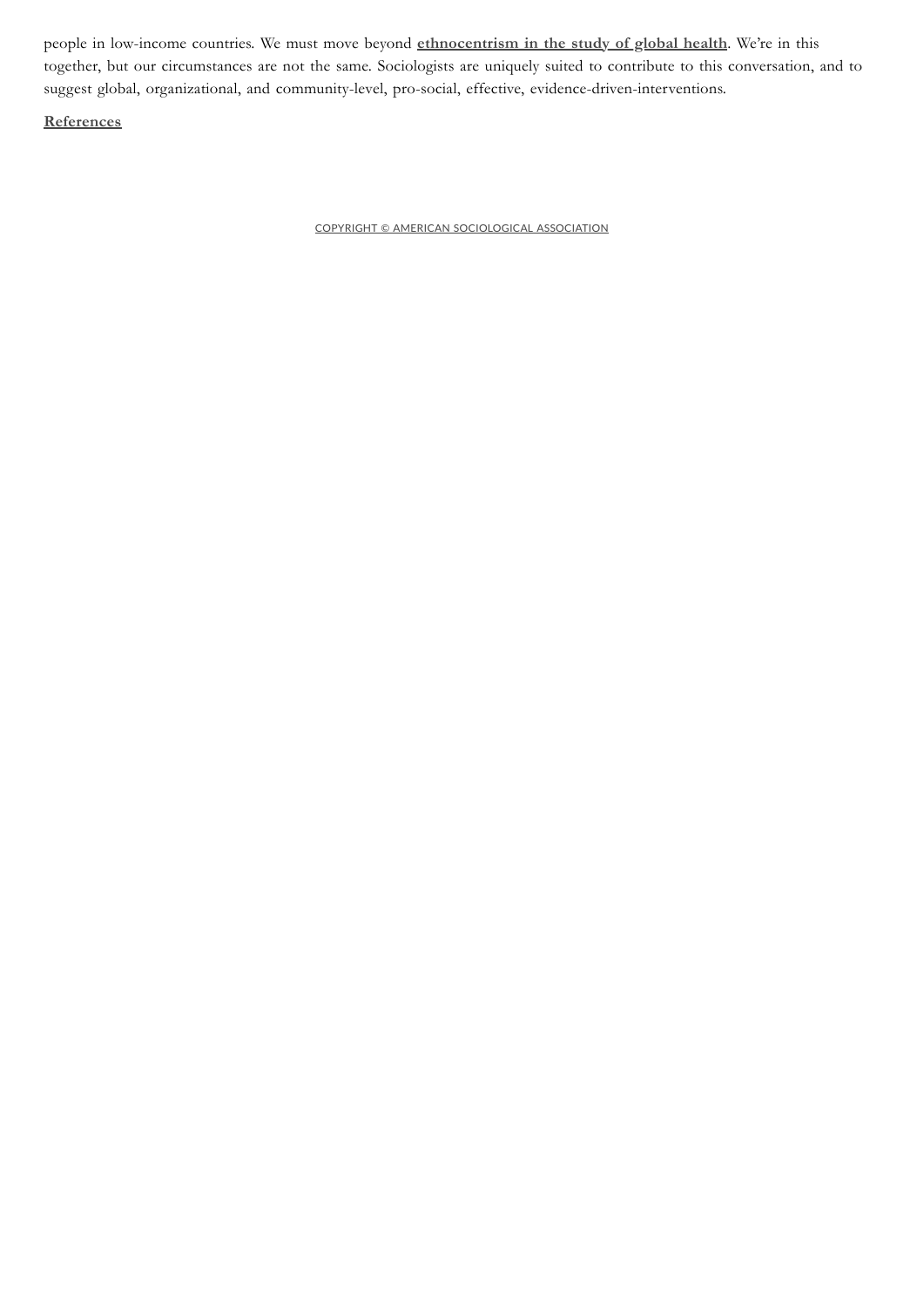people in low-income countries. We must move beyond **ethnocentrism in the study of global health**. We're in this together, but our circumstances are not the same. Sociologists are uniquely suited to contribute to this conversation, and to suggest global, organizational, and community-level, pro-social, effective, evidence-driven-interventions.

**References**

COPYRIGHT © AMERICAN SOCIOLOGICAL ASSOCIATION